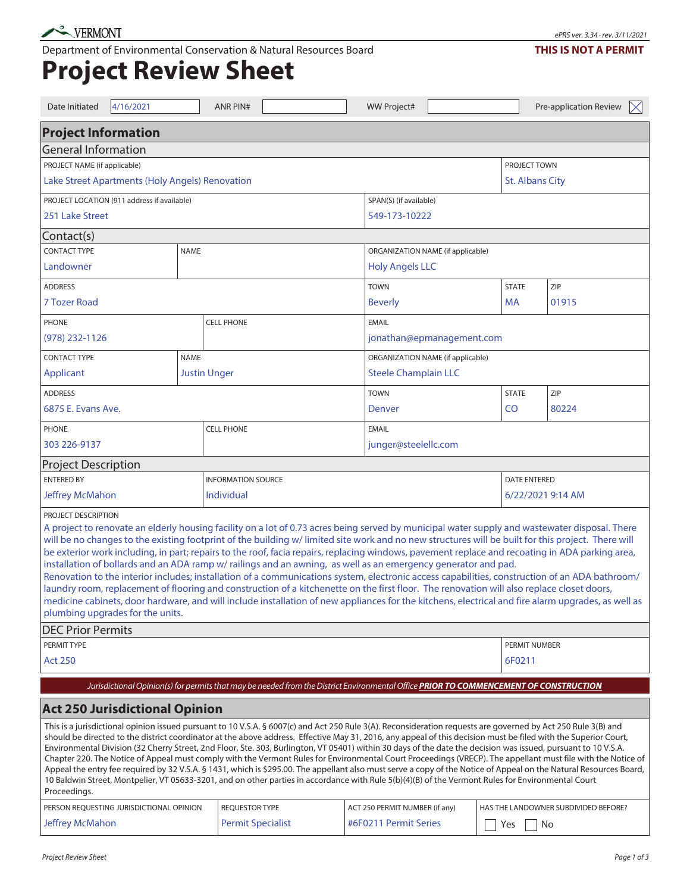VERMONT

Department of Environmental Conservation & Natural Resources Board

ePRS ver. 3.34 · rev. 3/11/2021

**THIS IS NOT A PERMIT**

# Project Review Sheet

| Date Initiated | 4/16/2021 | ANR PIN# | | WW Project# | | Pre-application Review | ☒ |
|---|---|---|---|---|---|---|---|

## Project Information

### General Information

| PROJECT NAME (if applicable) | PROJECT TOWN |
|---|---|
| Lake Street Apartments (Holy Angels) Renovation | St. Albans City |

| PROJECT LOCATION (911 address if available) | SPAN(S) (if available) |
|---|---|
| 251 Lake Street | 549-173-10222 |

### Contact(s)

| CONTACT TYPE | NAME | ORGANIZATION NAME (if applicable) |
|---|---|---|
| Landowner | | Holy Angels LLC |

| ADDRESS | TOWN | STATE | ZIP |
|---|---|---|---|
| 7 Tozer Road | Beverly | MA | 01915 |

| PHONE | CELL PHONE | EMAIL |
|---|---|---|
| (978) 232-1126 | | jonathan@epmanagement.com |

| CONTACT TYPE | NAME | ORGANIZATION NAME (if applicable) |
|---|---|---|
| Applicant | Justin Unger | Steele Champlain LLC |

| ADDRESS | TOWN | STATE | ZIP |
|---|---|---|---|
| 6875 E. Evans Ave. | Denver | CO | 80224 |

| PHONE | CELL PHONE | EMAIL |
|---|---|---|
| 303 226-9137 | | junger@steelellc.com |

### Project Description

| ENTERED BY | INFORMATION SOURCE | DATE ENTERED |
|---|---|---|
| Jeffrey McMahon | Individual | 6/22/2021 9:14 AM |

PROJECT DESCRIPTION

A project to renovate an elderly housing facility on a lot of 0.73 acres being served by municipal water supply and wastewater disposal. There will be no changes to the existing footprint of the building w/ limited site work and no new structures will be built for this project. There will be exterior work including, in part; repairs to the roof, facia repairs, replacing windows, pavement replace and recoating in ADA parking area, installation of bollards and an ADA ramp w/ railings and an awning, as well as an emergency generator and pad.

Renovation to the interior includes; installation of a communications system, electronic access capabilities, construction of an ADA bathroom/ laundry room, replacement of flooring and construction of a kitchenette on the first floor. The renovation will also replace closet doors, medicine cabinets, door hardware, and will include installation of new appliances for the kitchens, electrical and fire alarm upgrades, as well as plumbing upgrades for the units.

### DEC Prior Permits

| PERMIT TYPE | PERMIT NUMBER |
|---|---|
| Act 250 | 6F0211 |

*Jurisdictional Opinion(s) for permits that may be needed from the District Environmental Office* ***PRIOR TO COMMENCEMENT OF CONSTRUCTION***

## Act 250 Jurisdictional Opinion

This is a jurisdictional opinion issued pursuant to 10 V.S.A. § 6007(c) and Act 250 Rule 3(A). Reconsideration requests are governed by Act 250 Rule 3(B) and should be directed to the district coordinator at the above address. Effective May 31, 2016, any appeal of this decision must be filed with the Superior Court, Environmental Division (32 Cherry Street, 2nd Floor, Ste. 303, Burlington, VT 05401) within 30 days of the date the decision was issued, pursuant to 10 V.S.A. Chapter 220. The Notice of Appeal must comply with the Vermont Rules for Environmental Court Proceedings (VRECP). The appellant must file with the Notice of Appeal the entry fee required by 32 V.S.A. § 1431, which is $295.00. The appellant also must serve a copy of the Notice of Appeal on the Natural Resources Board, 10 Baldwin Street, Montpelier, VT 05633-3201, and on other parties in accordance with Rule 5(b)(4)(B) of the Vermont Rules for Environmental Court Proceedings.

| PERSON REQUESTING JURISDICTIONAL OPINION | REQUESTOR TYPE | ACT 250 PERMIT NUMBER (if any) | HAS THE LANDOWNER SUBDIVIDED BEFORE? |
|---|---|---|---|
| Jeffrey McMahon | Permit Specialist | #6F0211 Permit Series | ☐ Yes ☐ No |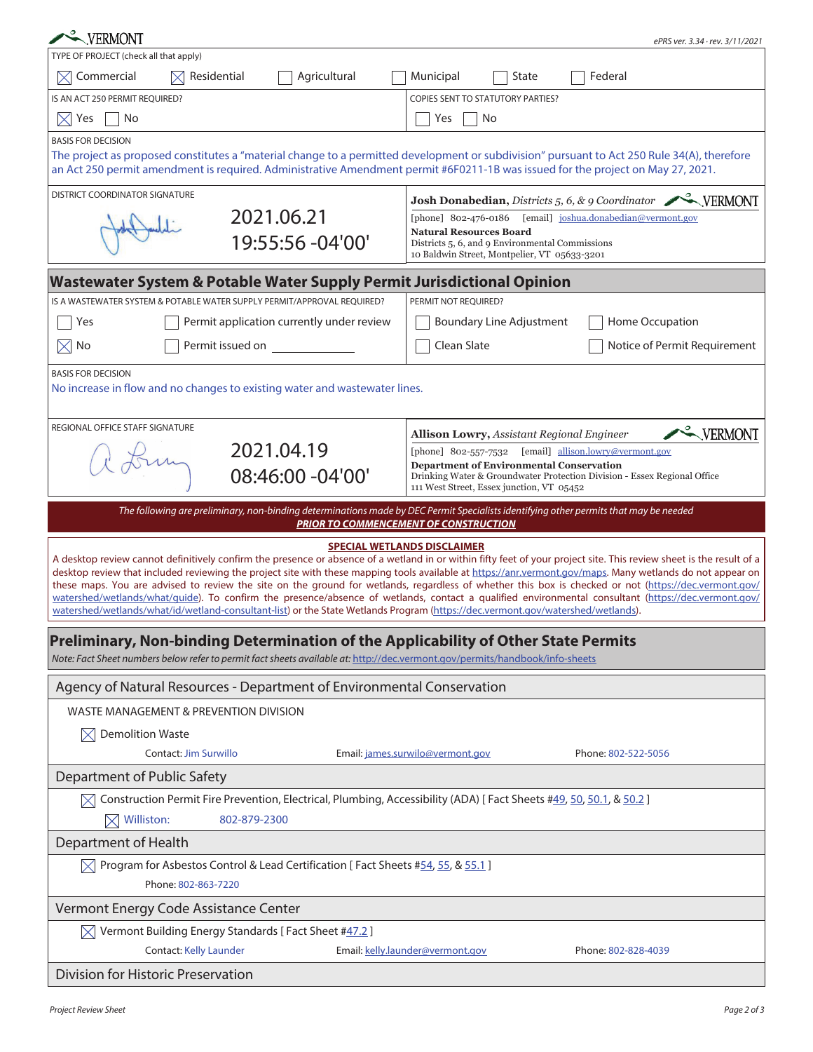VERMONT

ePRS ver. 3.34 · rev. 3/11/2021

TYPE OF PROJECT (check all that apply)

☒ Commercial ☒ Residential ☐ Agricultural ☐ Municipal ☐ State ☐ Federal

| IS AN ACT 250 PERMIT REQUIRED? | COPIES SENT TO STATUTORY PARTIES? |
|---|---|
| ☒ Yes ☐ No | ☐ Yes ☐ No |

BASIS FOR DECISION

The project as proposed constitutes a "material change to a permitted development or subdivision" pursuant to Act 250 Rule 34(A), therefore an Act 250 permit amendment is required. Administrative Amendment permit #6F0211-1B was issued for the project on May 27, 2021.

DISTRICT COORDINATOR SIGNATURE

2021.06.21 19:55:56 -04'00'

**Josh Donabedian,** *Districts 5, 6, & 9 Coordinator*
[phone] 802-476-0186 [email] joshua.donabedian@vermont.gov
**Natural Resources Board**
Districts 5, 6, and 9 Environmental Commissions
10 Baldwin Street, Montpelier, VT 05633-3201

## Wastewater System & Potable Water Supply Permit Jurisdictional Opinion

| IS A WASTEWATER SYSTEM & POTABLE WATER SUPPLY PERMIT/APPROVAL REQUIRED? | PERMIT NOT REQUIRED? |
|---|---|
| ☐ Yes ☐ Permit application currently under review | ☐ Boundary Line Adjustment ☐ Home Occupation |
| ☒ No ☐ Permit issued on ____________ | ☐ Clean Slate ☐ Notice of Permit Requirement |

BASIS FOR DECISION

No increase in flow and no changes to existing water and wastewater lines.

REGIONAL OFFICE STAFF SIGNATURE

2021.04.19 08:46:00 -04'00'

**Allison Lowry,** *Assistant Regional Engineer*
[phone] 802-557-7532 [email] allison.lowry@vermont.gov
**Department of Environmental Conservation**
Drinking Water & Groundwater Protection Division - Essex Regional Office
111 West Street, Essex junction, VT 05452

*The following are preliminary, non-binding determinations made by DEC Permit Specialists identifying other permits that may be needed* ***PRIOR TO COMMENCEMENT OF CONSTRUCTION***

**SPECIAL WETLANDS DISCLAIMER**

A desktop review cannot definitively confirm the presence or absence of a wetland in or within fifty feet of your project site. This review sheet is the result of a desktop review that included reviewing the project site with these mapping tools available at https://anr.vermont.gov/maps. Many wetlands do not appear on these maps. You are advised to review the site on the ground for wetlands, regardless of whether this box is checked or not (https://dec.vermont.gov/watershed/wetlands/what/guide). To confirm the presence/absence of wetlands, contact a qualified environmental consultant (https://dec.vermont.gov/watershed/wetlands/what/id/wetland-consultant-list) or the State Wetlands Program (https://dec.vermont.gov/watershed/wetlands).

## Preliminary, Non-binding Determination of the Applicability of Other State Permits

*Note: Fact Sheet numbers below refer to permit fact sheets available at: http://dec.vermont.gov/permits/handbook/info-sheets*

### Agency of Natural Resources - Department of Environmental Conservation

WASTE MANAGEMENT & PREVENTION DIVISION

☒ Demolition Waste

Contact: Jim Surwillo Email: james.surwilo@vermont.gov Phone: 802-522-5056

### Department of Public Safety

☒ Construction Permit Fire Prevention, Electrical, Plumbing, Accessibility (ADA) [ Fact Sheets #49, 50, 50.1, & 50.2 ]

☒ Williston: 802-879-2300

### Department of Health

☒ Program for Asbestos Control & Lead Certification [ Fact Sheets #54, 55, & 55.1 ]

Phone: 802-863-7220

### Vermont Energy Code Assistance Center

☒ Vermont Building Energy Standards [ Fact Sheet #47.2 ]

Contact: Kelly Launder Email: kelly.launder@vermont.gov Phone: 802-828-4039

### Division for Historic Preservation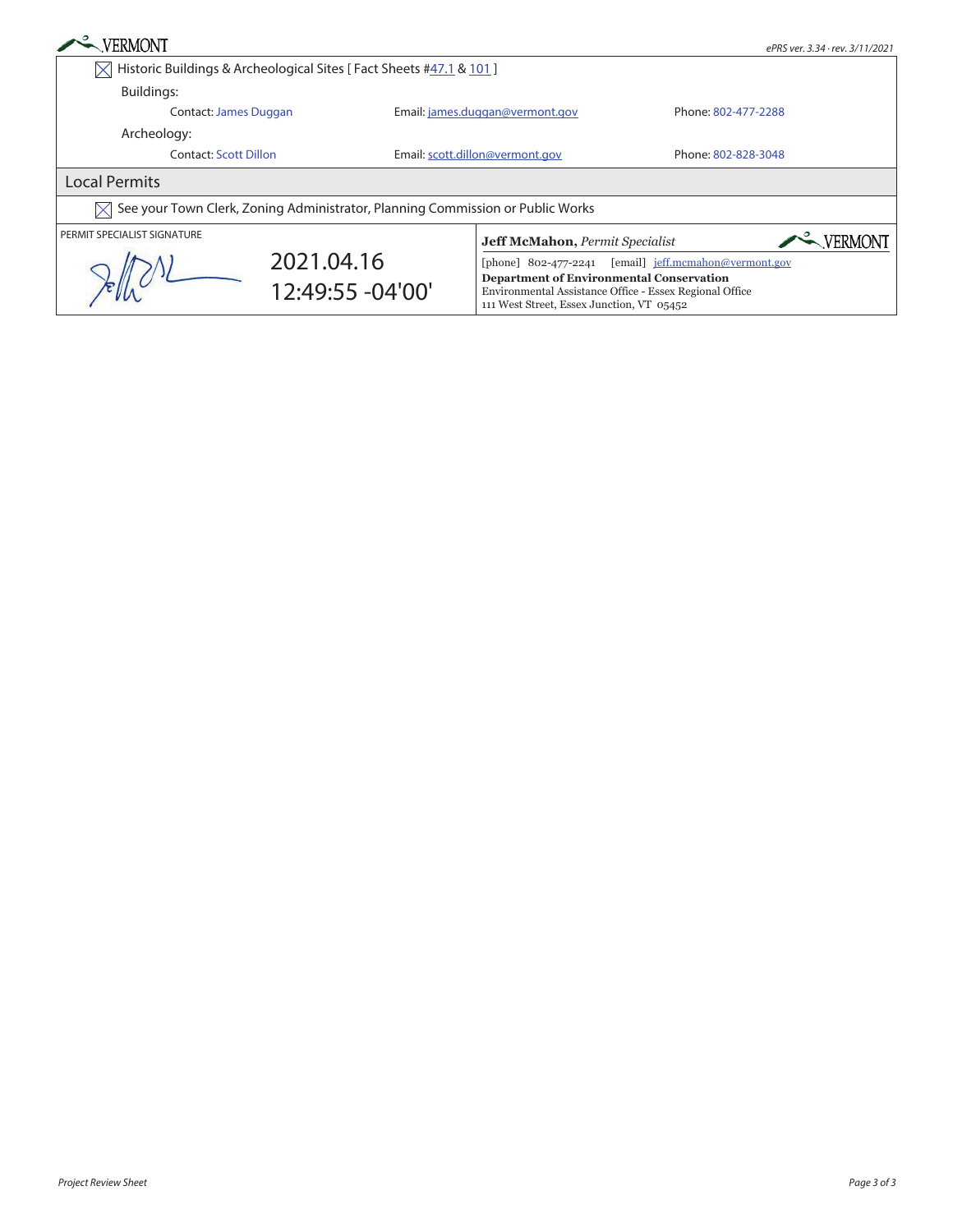☒ Historic Buildings & Archeological Sites [ Fact Sheets #47.1 & 101 ]

Buildings:

| | | |
|---|---|---|
| Contact: James Duggan | Email: james.duggan@vermont.gov | Phone: 802-477-2288 |

Archeology:

| | | |
|---|---|---|
| Contact: Scott Dillon | Email: scott.dillon@vermont.gov | Phone: 802-828-3048 |

## Local Permits

☒ See your Town Clerk, Zoning Administrator, Planning Commission or Public Works

PERMIT SPECIALIST SIGNATURE

2021.04.16 12:49:55 -04'00'

**Jeff McMahon,** *Permit Specialist*

[phone] 802-477-2241 [email] jeff.mcmahon@vermont.gov

**Department of Environmental Conservation**

Environmental Assistance Office - Essex Regional Office

111 West Street, Essex Junction, VT 05452